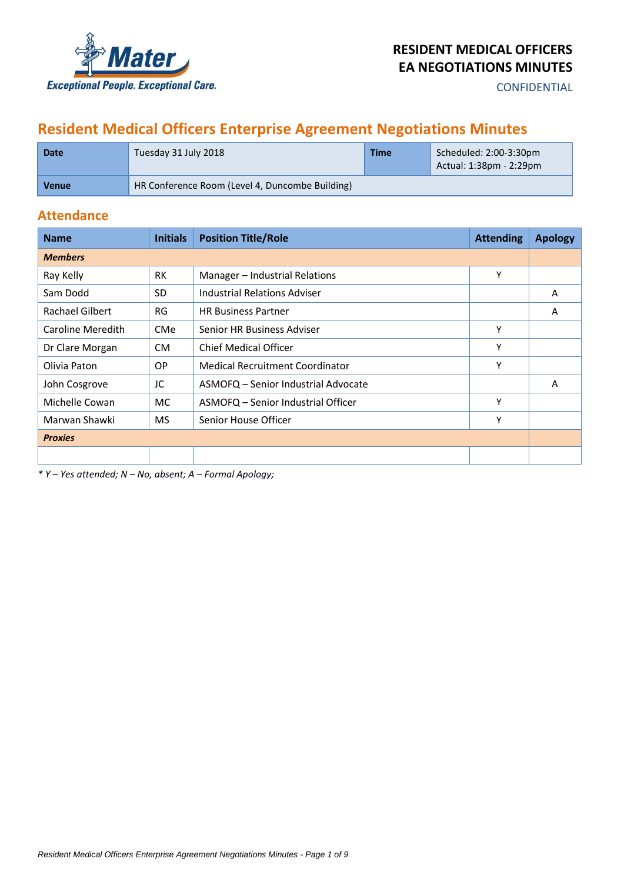**RESIDENT MEDICAL OFFICERS**
**EA NEGOTIATIONS MINUTES**
CONFIDENTIAL

# Resident Medical Officers Enterprise Agreement Negotiations Minutes

| **Date** | Tuesday 31 July 2018 | **Time** | Scheduled: 2:00-3:30pm<br>Actual: 1:38pm - 2:29pm |
|---|---|---|---|
| **Venue** | HR Conference Room (Level 4, Duncombe Building) | | |

## Attendance

| Name | Initials | Position Title/Role | Attending | Apology |
|---|---|---|---|---|
| ***Members*** | | | | |
| Ray Kelly | RK | Manager – Industrial Relations | Y | |
| Sam Dodd | SD | Industrial Relations Adviser | | A |
| Rachael Gilbert | RG | HR Business Partner | | A |
| Caroline Meredith | CMe | Senior HR Business Adviser | Y | |
| Dr Clare Morgan | CM | Chief Medical Officer | Y | |
| Olivia Paton | OP | Medical Recruitment Coordinator | Y | |
| John Cosgrove | JC | ASMOFQ – Senior Industrial Advocate | | A |
| Michelle Cowan | MC | ASMOFQ – Senior Industrial Officer | Y | |
| Marwan Shawki | MS | Senior House Officer | Y | |
| ***Proxies*** | | | | |
| | | | | |

*\* Y – Yes attended; N – No, absent; A – Formal Apology;*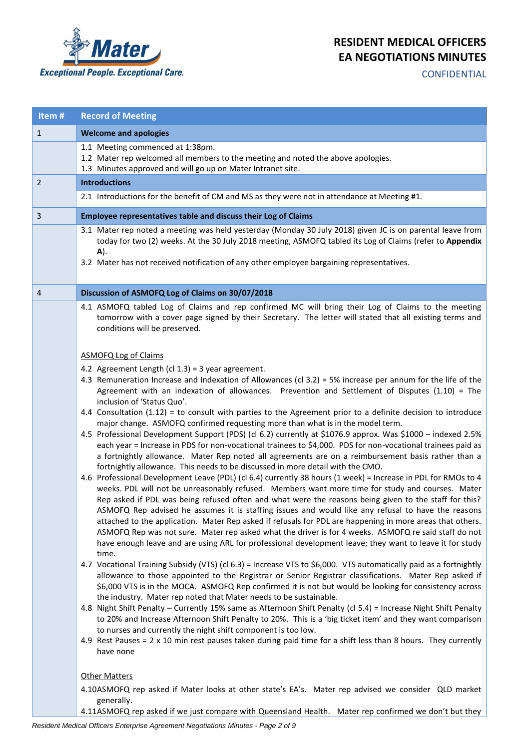# RESIDENT MEDICAL OFFICERS EA NEGOTIATIONS MINUTES

CONFIDENTIAL

| Item # | Record of Meeting |
|---|---|
| 1 | **Welcome and apologies** |
| | 1.1 Meeting commenced at 1:38pm.<br>1.2 Mater rep welcomed all members to the meeting and noted the above apologies.<br>1.3 Minutes approved and will go up on Mater Intranet site. |
| 2 | **Introductions** |
| | 2.1 Introductions for the benefit of CM and MS as they were not in attendance at Meeting #1. |
| 3 | **Employee representatives table and discuss their Log of Claims** |
| | 3.1 Mater rep noted a meeting was held yesterday (Monday 30 July 2018) given JC is on parental leave from today for two (2) weeks. At the 30 July 2018 meeting, ASMOFQ tabled its Log of Claims (refer to **Appendix A**).<br>3.2 Mater has not received notification of any other employee bargaining representatives. |
| 4 | **Discussion of ASMOFQ Log of Claims on 30/07/2018** |
| | 4.1 ASMOFQ tabled Log of Claims and rep confirmed MC will bring their Log of Claims to the meeting tomorrow with a cover page signed by their Secretary. The letter will stated that all existing terms and conditions will be preserved.<br><br><u>ASMOFQ Log of Claims</u><br>4.2 Agreement Length (cl 1.3) = 3 year agreement.<br>4.3 Remuneration Increase and Indexation of Allowances (cl 3.2) = 5% increase per annum for the life of the Agreement with an indexation of allowances. Prevention and Settlement of Disputes (1.10) = The inclusion of 'Status Quo'.<br>4.4 Consultation (1.12) = to consult with parties to the Agreement prior to a definite decision to introduce major change. ASMOFQ confirmed requesting more than what is in the model term.<br>4.5 Professional Development Support (PDS) (cl 6.2) currently at $1076.9 approx. Was $1000 – indexed 2.5% each year = Increase in PDS for non-vocational trainees to $4,000. PDS for non-vocational trainees paid as a fortnightly allowance. Mater Rep noted all agreements are on a reimbursement basis rather than a fortnightly allowance. This needs to be discussed in more detail with the CMO.<br>4.6 Professional Development Leave (PDL) (cl 6.4) currently 38 hours (1 week) = Increase in PDL for RMOs to 4 weeks. PDL will not be unreasonably refused. Members want more time for study and courses. Mater Rep asked if PDL was being refused often and what were the reasons being given to the staff for this? ASMOFQ Rep advised he assumes it is staffing issues and would like any refusal to have the reasons attached to the application. Mater Rep asked if refusals for PDL are happening in more areas that others. ASMOFQ Rep was not sure. Mater rep asked what the driver is for 4 weeks. ASMOFQ re said staff do not have enough leave and are using ARL for professional development leave; they want to leave it for study time.<br>4.7 Vocational Training Subsidy (VTS) (cl 6.3) = Increase VTS to $6,000. VTS automatically paid as a fortnightly allowance to those appointed to the Registrar or Senior Registrar classifications. Mater Rep asked if $6,000 VTS is in the MOCA. ASMOFQ Rep confirmed it is not but would be looking for consistency across the industry. Mater rep noted that Mater needs to be sustainable.<br>4.8 Night Shift Penalty – Currently 15% same as Afternoon Shift Penalty (cl 5.4) = Increase Night Shift Penalty to 20% and Increase Afternoon Shift Penalty to 20%. This is a 'big ticket item' and they want comparison to nurses and currently the night shift component is too low.<br>4.9 Rest Pauses = 2 x 10 min rest pauses taken during paid time for a shift less than 8 hours. They currently have none<br><br><u>Other Matters</u><br>4.10ASMOFQ rep asked if Mater looks at other state's EA's. Mater rep advised we consider QLD market generally.<br>4.11ASMOFQ rep asked if we just compare with Queensland Health. Mater rep confirmed we don't but they |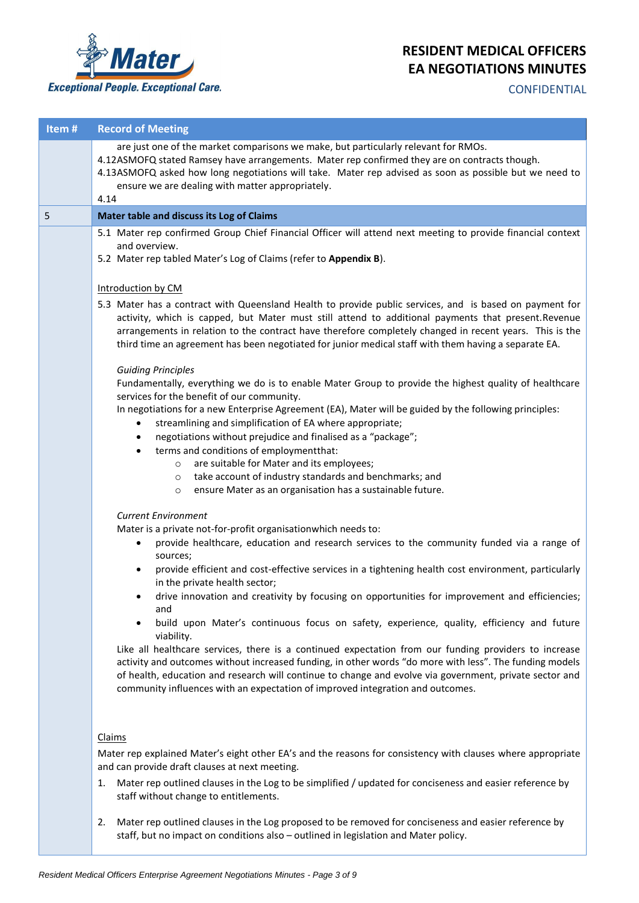# RESIDENT MEDICAL OFFICERS EA NEGOTIATIONS MINUTES

CONFIDENTIAL

| Item # | Record of Meeting |
|---|---|
| | are just one of the market comparisons we make, but particularly relevant for RMOs.<br>4.12 ASMOFQ stated Ramsey have arrangements. Mater rep confirmed they are on contracts though.<br>4.13 ASMOFQ asked how long negotiations will take. Mater rep advised as soon as possible but we need to ensure we are dealing with matter appropriately.<br>4.14 |
| 5 | **Mater table and discuss its Log of Claims** |
| | 5.1 Mater rep confirmed Group Chief Financial Officer will attend next meeting to provide financial context and overview.<br>5.2 Mater rep tabled Mater's Log of Claims (refer to **Appendix B**).<br><br><u>Introduction by CM</u><br>5.3 Mater has a contract with Queensland Health to provide public services, and is based on payment for activity, which is capped, but Mater must still attend to additional payments that present. Revenue arrangements in relation to the contract have therefore completely changed in recent years. This is the third time an agreement has been negotiated for junior medical staff with them having a separate EA.<br><br>*Guiding Principles*<br>Fundamentally, everything we do is to enable Mater Group to provide the highest quality of healthcare services for the benefit of our community.<br>In negotiations for a new Enterprise Agreement (EA), Mater will be guided by the following principles:<br>• streamlining and simplification of EA where appropriate;<br>• negotiations without prejudice and finalised as a "package";<br>• terms and conditions of employment that:<br>&nbsp;&nbsp;&nbsp;&nbsp;○ are suitable for Mater and its employees;<br>&nbsp;&nbsp;&nbsp;&nbsp;○ take account of industry standards and benchmarks; and<br>&nbsp;&nbsp;&nbsp;&nbsp;○ ensure Mater as an organisation has a sustainable future.<br><br>*Current Environment*<br>Mater is a private not-for-profit organisation which needs to:<br>• provide healthcare, education and research services to the community funded via a range of sources;<br>• provide efficient and cost-effective services in a tightening health cost environment, particularly in the private health sector;<br>• drive innovation and creativity by focusing on opportunities for improvement and efficiencies; and<br>• build upon Mater's continuous focus on safety, experience, quality, efficiency and future viability.<br>Like all healthcare services, there is a continued expectation from our funding providers to increase activity and outcomes without increased funding, in other words "do more with less". The funding models of health, education and research will continue to change and evolve via government, private sector and community influences with an expectation of improved integration and outcomes.<br><br><u>Claims</u><br>Mater rep explained Mater's eight other EA's and the reasons for consistency with clauses where appropriate and can provide draft clauses at next meeting.<br>1. Mater rep outlined clauses in the Log to be simplified / updated for conciseness and easier reference by staff without change to entitlements.<br><br>2. Mater rep outlined clauses in the Log proposed to be removed for conciseness and easier reference by staff, but no impact on conditions also – outlined in legislation and Mater policy. |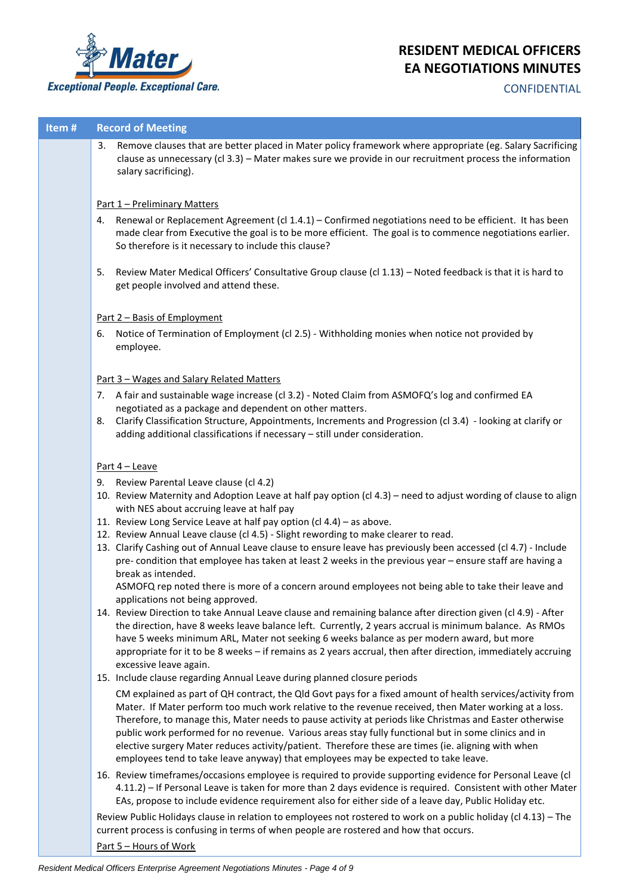| Item # | Record of Meeting |
|---|---|
| | 3. Remove clauses that are better placed in Mater policy framework where appropriate (eg. Salary Sacrificing clause as unnecessary (cl 3.3) – Mater makes sure we provide in our recruitment process the information salary sacrificing). |

Part 1 – Preliminary Matters

4. Renewal or Replacement Agreement (cl 1.4.1) – Confirmed negotiations need to be efficient. It has been made clear from Executive the goal is to be more efficient. The goal is to commence negotiations earlier. So therefore is it necessary to include this clause?

5. Review Mater Medical Officers' Consultative Group clause (cl 1.13) – Noted feedback is that it is hard to get people involved and attend these.

Part 2 – Basis of Employment

6. Notice of Termination of Employment (cl 2.5) - Withholding monies when notice not provided by employee.

Part 3 – Wages and Salary Related Matters

7. A fair and sustainable wage increase (cl 3.2) - Noted Claim from ASMOFQ's log and confirmed EA negotiated as a package and dependent on other matters.
8. Clarify Classification Structure, Appointments, Increments and Progression (cl 3.4) - looking at clarify or adding additional classifications if necessary – still under consideration.

Part 4 – Leave

9. Review Parental Leave clause (cl 4.2)
10. Review Maternity and Adoption Leave at half pay option (cl 4.3) – need to adjust wording of clause to align with NES about accruing leave at half pay
11. Review Long Service Leave at half pay option (cl 4.4) – as above.
12. Review Annual Leave clause (cl 4.5) - Slight rewording to make clearer to read.
13. Clarify Cashing out of Annual Leave clause to ensure leave has previously been accessed (cl 4.7) - Include pre- condition that employee has taken at least 2 weeks in the previous year – ensure staff are having a break as intended.

    ASMOFQ rep noted there is more of a concern around employees not being able to take their leave and applications not being approved.
14. Review Direction to take Annual Leave clause and remaining balance after direction given (cl 4.9) - After the direction, have 8 weeks leave balance left. Currently, 2 years accrual is minimum balance. As RMOs have 5 weeks minimum ARL, Mater not seeking 6 weeks balance as per modern award, but more appropriate for it to be 8 weeks – if remains as 2 years accrual, then after direction, immediately accruing excessive leave again.
15. Include clause regarding Annual Leave during planned closure periods

    CM explained as part of QH contract, the Qld Govt pays for a fixed amount of health services/activity from Mater. If Mater perform too much work relative to the revenue received, then Mater working at a loss. Therefore, to manage this, Mater needs to pause activity at periods like Christmas and Easter otherwise public work performed for no revenue. Various areas stay fully functional but in some clinics and in elective surgery Mater reduces activity/patient. Therefore these are times (ie. aligning with when employees tend to take leave anyway) that employees may be expected to take leave.
16. Review timeframes/occasions employee is required to provide supporting evidence for Personal Leave (cl 4.11.2) – If Personal Leave is taken for more than 2 days evidence is required. Consistent with other Mater EAs, propose to include evidence requirement also for either side of a leave day, Public Holiday etc.

Review Public Holidays clause in relation to employees not rostered to work on a public holiday (cl 4.13) – The current process is confusing in terms of when people are rostered and how that occurs.

Part 5 – Hours of Work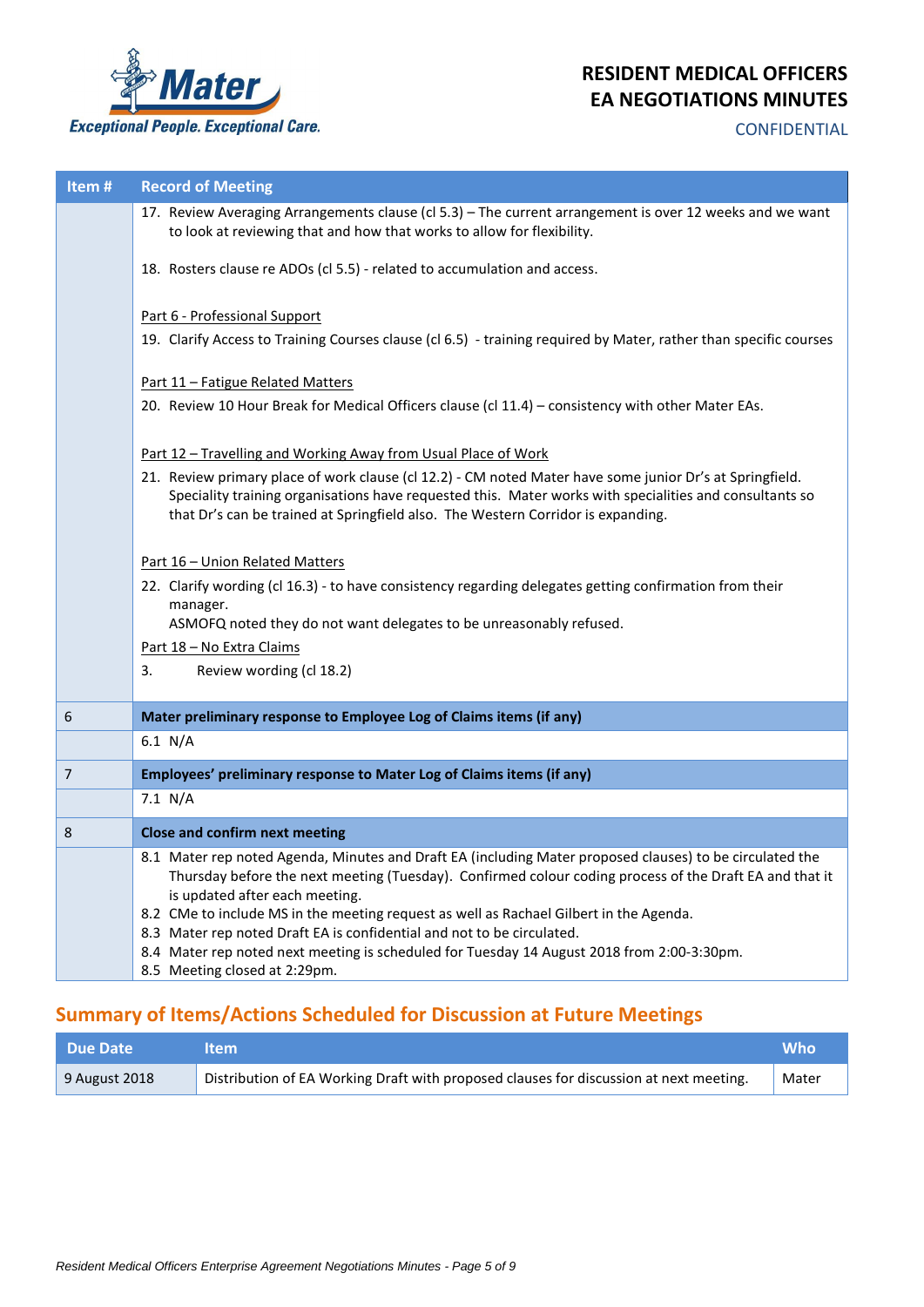| Item # | Record of Meeting |
|---|---|
| | 17. Review Averaging Arrangements clause (cl 5.3) – The current arrangement is over 12 weeks and we want to look at reviewing that and how that works to allow for flexibility.<br><br>18. Rosters clause re ADOs (cl 5.5) - related to accumulation and access.<br><br><u>Part 6 - Professional Support</u><br>19. Clarify Access to Training Courses clause (cl 6.5) - training required by Mater, rather than specific courses<br><br><u>Part 11 – Fatigue Related Matters</u><br>20. Review 10 Hour Break for Medical Officers clause (cl 11.4) – consistency with other Mater EAs.<br><br><u>Part 12 – Travelling and Working Away from Usual Place of Work</u><br>21. Review primary place of work clause (cl 12.2) - CM noted Mater have some junior Dr's at Springfield. Speciality training organisations have requested this. Mater works with specialities and consultants so that Dr's can be trained at Springfield also. The Western Corridor is expanding.<br><br><u>Part 16 – Union Related Matters</u><br>22. Clarify wording (cl 16.3) - to have consistency regarding delegates getting confirmation from their manager.<br>ASMOFQ noted they do not want delegates to be unreasonably refused.<br><u>Part 18 – No Extra Claims</u><br>3. Review wording (cl 18.2) |
| 6 | **Mater preliminary response to Employee Log of Claims items (if any)** |
| | 6.1 N/A |
| 7 | **Employees' preliminary response to Mater Log of Claims items (if any)** |
| | 7.1 N/A |
| 8 | **Close and confirm next meeting** |
| | 8.1 Mater rep noted Agenda, Minutes and Draft EA (including Mater proposed clauses) to be circulated the Thursday before the next meeting (Tuesday). Confirmed colour coding process of the Draft EA and that it is updated after each meeting.<br>8.2 CMe to include MS in the meeting request as well as Rachael Gilbert in the Agenda.<br>8.3 Mater rep noted Draft EA is confidential and not to be circulated.<br>8.4 Mater rep noted next meeting is scheduled for Tuesday 14 August 2018 from 2:00-3:30pm.<br>8.5 Meeting closed at 2:29pm. |

## Summary of Items/Actions Scheduled for Discussion at Future Meetings

| Due Date | Item | Who |
|---|---|---|
| 9 August 2018 | Distribution of EA Working Draft with proposed clauses for discussion at next meeting. | Mater |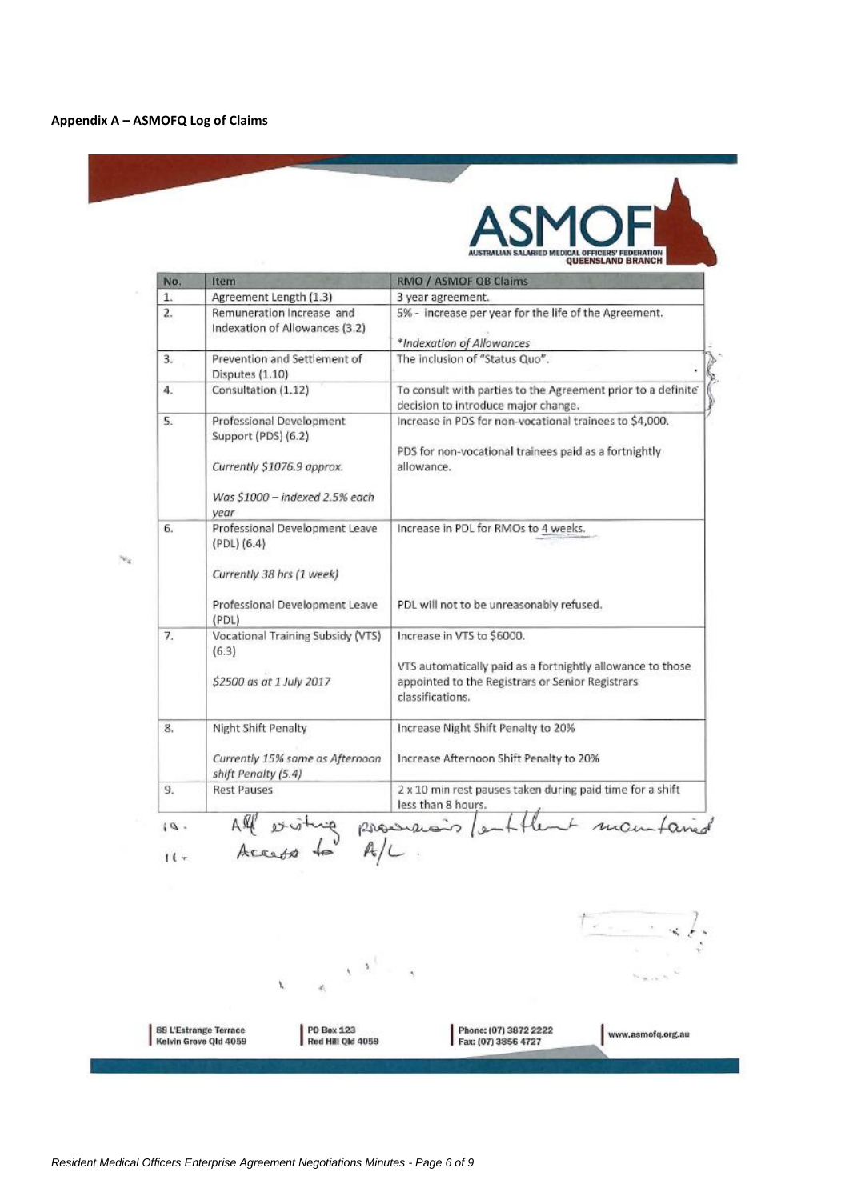**Appendix A – ASMOFQ Log of Claims**

ASMOF
AUSTRALIAN SALARIED MEDICAL OFFICERS' FEDERATION
QUEENSLAND BRANCH

| No. | Item | RMO / ASMOF QB Claims |
|---|---|---|
| 1. | Agreement Length (1.3) | 3 year agreement. |
| 2. | Remuneration Increase and Indexation of Allowances (3.2) | 5% - increase per year for the life of the Agreement.<br><br>**Indexation of Allowances* |
| 3. | Prevention and Settlement of Disputes (1.10) | The inclusion of "Status Quo". |
| 4. | Consultation (1.12) | To consult with parties to the Agreement prior to a definite decision to introduce major change. |
| 5. | Professional Development Support (PDS) (6.2)<br><br>*Currently $1076.9 approx.*<br><br>*Was $1000 – indexed 2.5% each year* | Increase in PDS for non-vocational trainees to $4,000.<br><br>PDS for non-vocational trainees paid as a fortnightly allowance. |
| 6. | Professional Development Leave (PDL) (6.4)<br><br>*Currently 38 hrs (1 week)*<br><br>Professional Development Leave (PDL) | Increase in PDL for RMOs to 4 weeks.<br><br>PDL will not to be unreasonably refused. |
| 7. | Vocational Training Subsidy (VTS) (6.3)<br><br>*$2500 as at 1 July 2017* | Increase in VTS to $6000.<br><br>VTS automatically paid as a fortnightly allowance to those appointed to the Registrars or Senior Registrars classifications. |
| 8. | Night Shift Penalty<br><br>*Currently 15% same as Afternoon shift Penalty (5.4)* | Increase Night Shift Penalty to 20%<br><br>Increase Afternoon Shift Penalty to 20% |
| 9. | Rest Pauses | 2 x 10 min rest pauses taken during paid time for a shift less than 8 hours. |

10. All existing provisions / entitlement maintained
11. Access to A/L.

88 L'Estrange Terrace Kelvin Grove Qld 4059 | PO Box 123 Red Hill Qld 4059 | Phone: (07) 3872 2222 Fax: (07) 3856 4727 | www.asmofq.org.au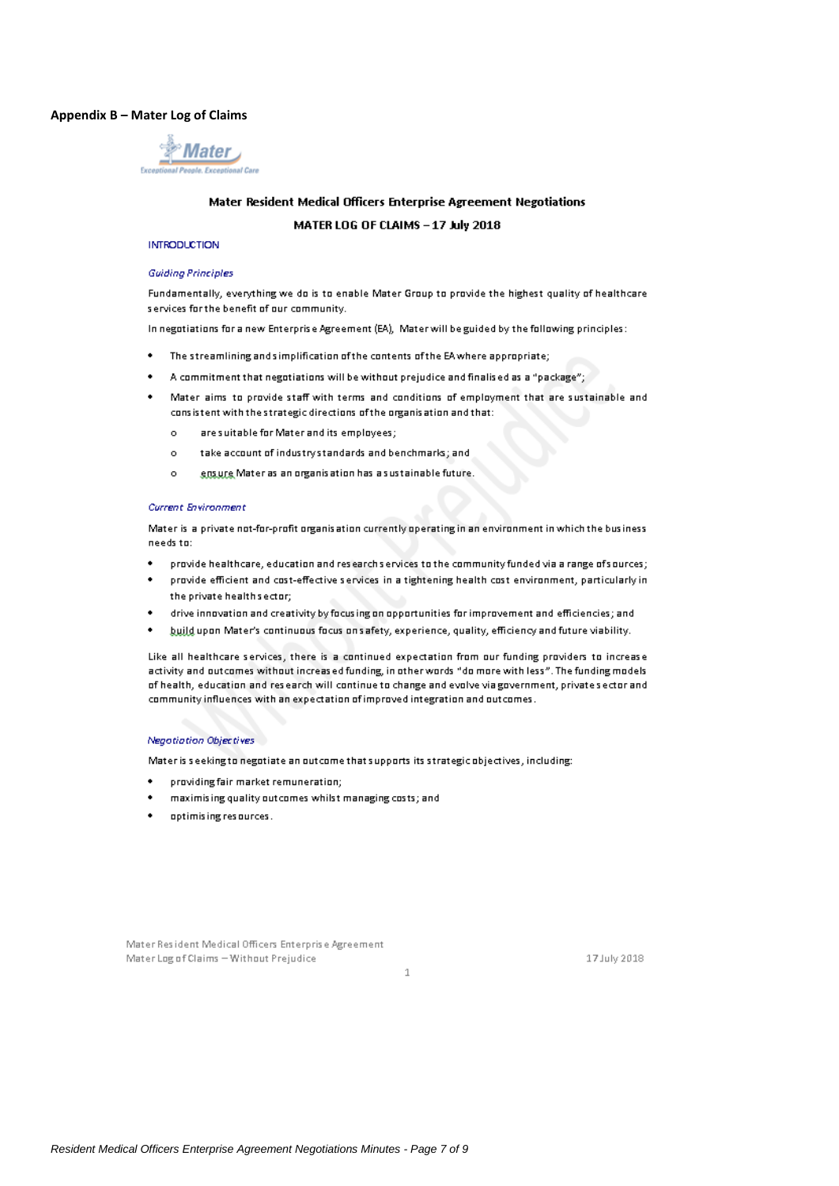## Appendix B – Mater Log of Claims

### Mater Resident Medical Officers Enterprise Agreement Negotiations

### MATER LOG OF CLAIMS – 17 July 2018

INTRODUCTION

*Guiding Principles*

Fundamentally, everything we do is to enable Mater Group to provide the highest quality of healthcare services for the benefit of our community.

In negotiations for a new Enterprise Agreement (EA), Mater will be guided by the following principles:

- The streamlining and simplification of the contents of the EA where appropriate;
- A commitment that negotiations will be without prejudice and finalised as a "package";
- Mater aims to provide staff with terms and conditions of employment that are sustainable and consistent with the strategic directions of the organisation and that:
  - are suitable for Mater and its employees;
  - take account of industry standards and benchmarks; and
  - ensure Mater as an organisation has a sustainable future.

*Current Environment*

Mater is a private not-for-profit organisation currently operating in an environment in which the business needs to:

- provide healthcare, education and research services to the community funded via a range of sources;
- provide efficient and cost-effective services in a tightening health cost environment, particularly in the private health sector;
- drive innovation and creativity by focusing on opportunities for improvement and efficiencies; and
- build upon Mater's continuous focus on safety, experience, quality, efficiency and future viability.

Like all healthcare services, there is a continued expectation from our funding providers to increase activity and outcomes without increased funding, in other words "do more with less". The funding models of health, education and research will continue to change and evolve via government, private sector and community influences with an expectation of improved integration and outcomes.

*Negotiation Objectives*

Mater is seeking to negotiate an outcome that supports its strategic objectives, including:

- providing fair market remuneration;
- maximising quality outcomes whilst managing costs; and
- optimising resources.

Mater Resident Medical Officers Enterprise Agreement
Mater Log of Claims – Without Prejudice

17 July 2018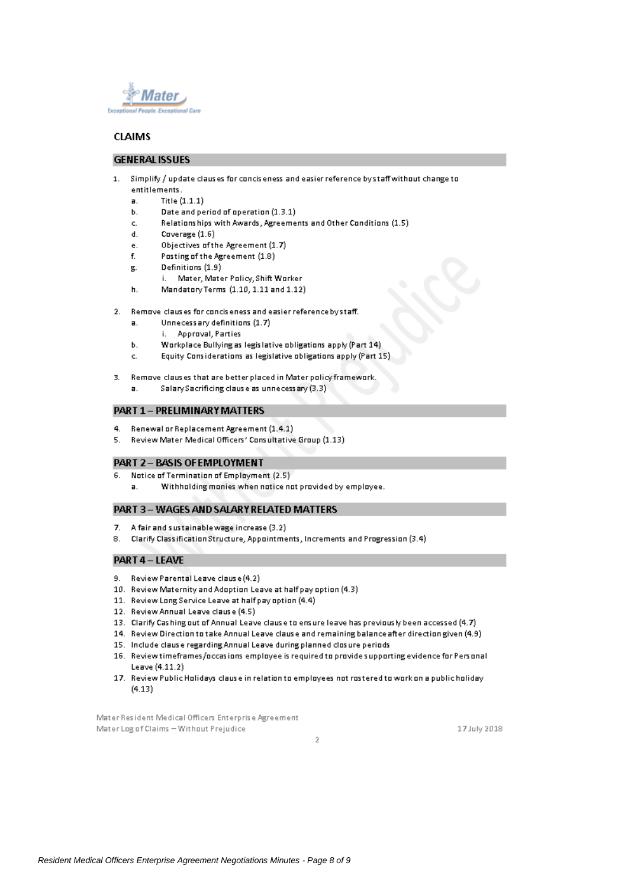## CLAIMS

### GENERAL ISSUES

1. Simplify / update clauses for conciseness and easier reference by staff without change to entitlements.
    a. Title (1.1.1)
    b. Date and period of operation (1.3.1)
    c. Relationships with Awards, Agreements and Other Conditions (1.5)
    d. Coverage (1.6)
    e. Objectives of the Agreement (1.7)
    f. Posting of the Agreement (1.8)
    g. Definitions (1.9)
        i. Mater, Mater Policy, Shift Worker
    h. Mandatory Terms (1.10, 1.11 and 1.12)
2. Remove clauses for conciseness and easier reference by staff.
    a. Unnecessary definitions (1.7)
        i. Approval, Parties
    b. Workplace Bullying as legislative obligations apply (Part 14)
    c. Equity Considerations as legislative obligations apply (Part 15)
3. Remove clauses that are better placed in Mater policy framework.
    a. Salary Sacrificing clause as unnecessary (3.3)

### PART 1 – PRELIMINARY MATTERS

4. Renewal or Replacement Agreement (1.4.1)
5. Review Mater Medical Officers' Consultative Group (1.13)

### PART 2 – BASIS OF EMPLOYMENT

6. Notice of Termination of Employment (2.5)
    a. Withholding monies when notice not provided by employee.

### PART 3 – WAGES AND SALARY RELATED MATTERS

7. A fair and sustainable wage increase (3.2)
8. Clarify Classification Structure, Appointments, Increments and Progression (3.4)

### PART 4 – LEAVE

9. Review Parental Leave clause (4.2)
10. Review Maternity and Adoption Leave at half pay option (4.3)
11. Review Long Service Leave at half pay option (4.4)
12. Review Annual Leave clause (4.5)
13. Clarify Cashing out of Annual Leave clause to ensure leave has previously been accessed (4.7)
14. Review Direction to take Annual Leave clause and remaining balance after direction given (4.9)
15. Include clause regarding Annual Leave during planned closure periods
16. Review timeframes/occasions employee is required to provide supporting evidence for Personal Leave (4.11.2)
17. Review Public Holidays clause in relation to employees not rostered to work on a public holiday (4.13)

Mater Resident Medical Officers Enterprise Agreement
Mater Log of Claims – Without Prejudice

17 July 2018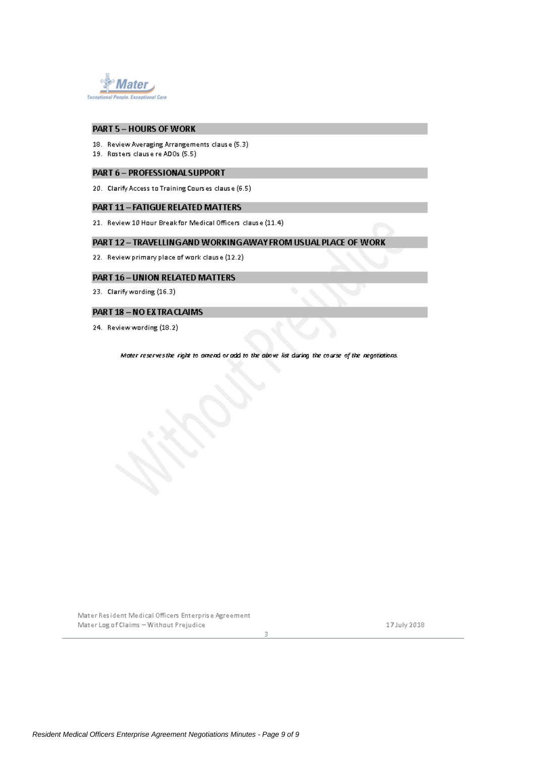## PART 5 – HOURS OF WORK

18. Review Averaging Arrangements clause (5.3)
19. Rosters clause re ADOs (5.5)

## PART 6 – PROFESSIONAL SUPPORT

20. Clarify Access to Training Courses clause (6.5)

## PART 11 – FATIGUE RELATED MATTERS

21. Review 10 Hour Break for Medical Officers clause (11.4)

## PART 12 – TRAVELLING AND WORKING AWAY FROM USUAL PLACE OF WORK

22. Review primary place of work clause (12.2)

## PART 16 – UNION RELATED MATTERS

23. Clarify wording (16.3)

## PART 18 – NO EXTRA CLAIMS

24. Review wording (18.2)

*Mater reserves the right to amend or add to the above list during the course of the negotiations.*

Mater Resident Medical Officers Enterprise Agreement
Mater Log of Claims – Without Prejudice

17 July 2018